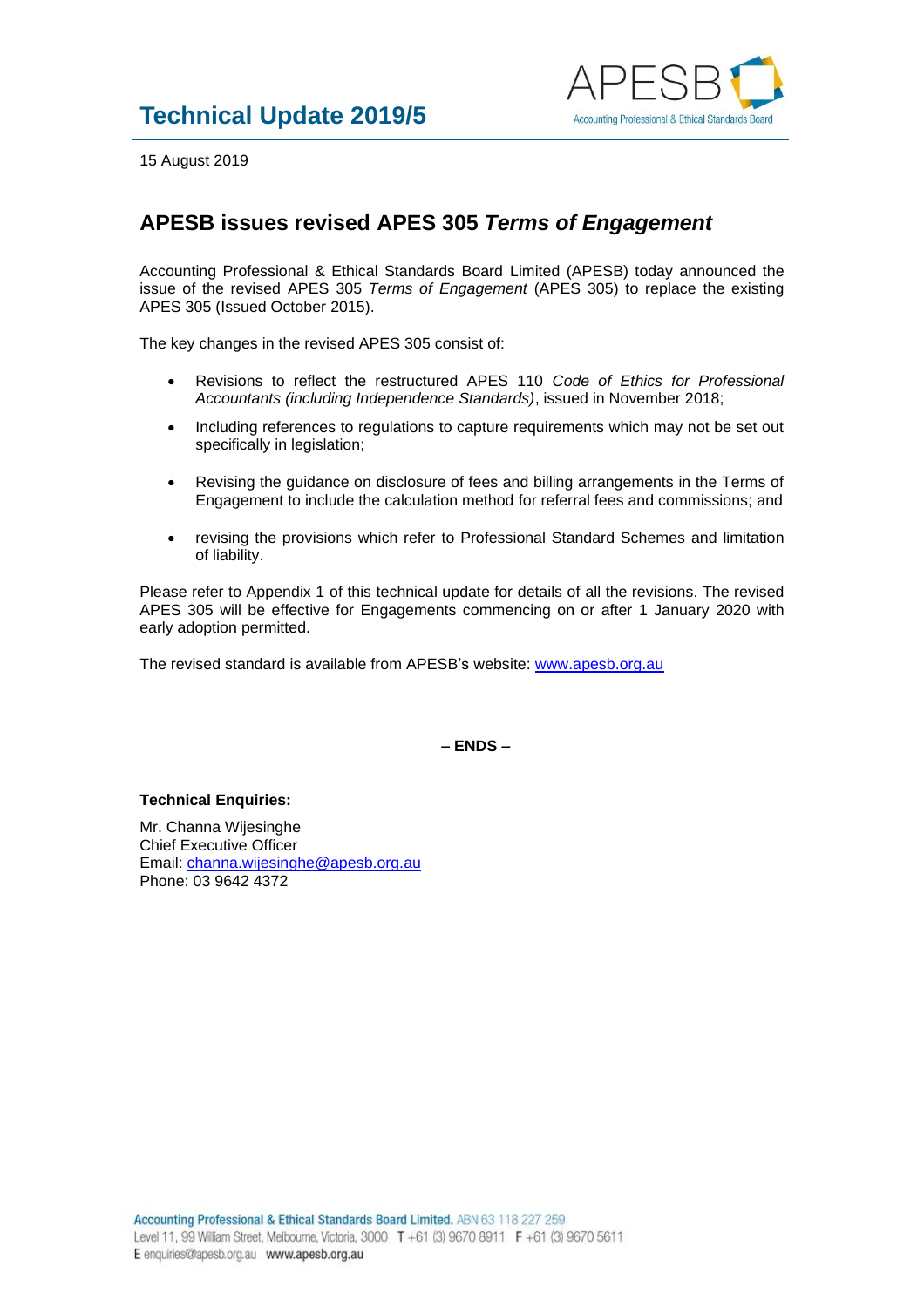# Technical Update 2019/5

15 August 2019

## APESB issues revised APES 305 *Terms of Engagement*

Accounting Professional & Ethical Standards Board Limited (APESB) today announced the issue of the revised APES 305 *Terms of Engagement* (APES 305) to replace the existing APES 305 (Issued October 2015).

The key changes in the revised APES 305 consist of:

- Revisions to reflect the restructured APES 110 *Code of Ethics for Professional Accountants (including Independence Standards)*, issued in November 2018;
- Including references to regulations to capture requirements which may not be set out specifically in legislation;
- Revising the guidance on disclosure of fees and billing arrangements in the Terms of Engagement to include the calculation method for referral fees and commissions; and
- revising the provisions which refer to Professional Standard Schemes and limitation of liability.

Please refer to Appendix 1 of this technical update for details of all the revisions. The revised APES 305 will be effective for Engagements commencing on or after 1 January 2020 with early adoption permitted.

The revised standard is available from APESB's website: [www.apesb.org.au](http://www.apesb.org.au)

**– ENDS –**

**Technical Enquiries:**

Mr. Channa Wijesinghe
Chief Executive Officer
Email: [channa.wijesinghe@apesb.org.au](mailto:channa.wijesinghe@apesb.org.au)
Phone: 03 9642 4372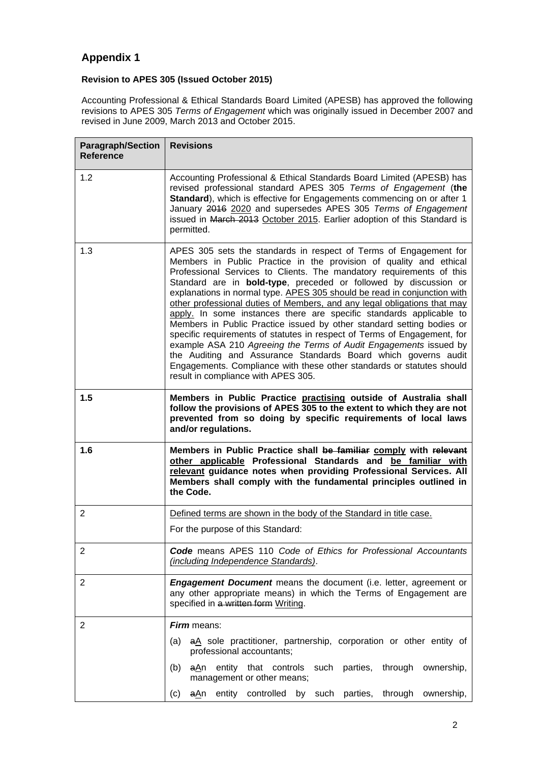## Appendix 1

**Revision to APES 305 (Issued October 2015)**

Accounting Professional & Ethical Standards Board Limited (APESB) has approved the following revisions to APES 305 *Terms of Engagement* which was originally issued in December 2007 and revised in June 2009, March 2013 and October 2015.

| **Paragraph/Section Reference** | **Revisions** |
|---|---|
| 1.2 | Accounting Professional & Ethical Standards Board Limited (APESB) has revised professional standard APES 305 *Terms of Engagement* (**the Standard**), which is effective for Engagements commencing on or after 1 January ~~2016~~ <u>2020</u> and supersedes APES 305 *Terms of Engagement* issued in ~~March 2013~~ <u>October 2015</u>. Earlier adoption of this Standard is permitted. |
| 1.3 | APES 305 sets the standards in respect of Terms of Engagement for Members in Public Practice in the provision of quality and ethical Professional Services to Clients. The mandatory requirements of this Standard are in **bold-type**, preceded or followed by discussion or explanations in normal type. <u>APES 305 should be read in conjunction with other professional duties of Members, and any legal obligations that may apply.</u> In some instances there are specific standards applicable to Members in Public Practice issued by other standard setting bodies or specific requirements of statutes in respect of Terms of Engagement, for example ASA 210 *Agreeing the Terms of Audit Engagements* issued by the Auditing and Assurance Standards Board which governs audit Engagements. Compliance with these other standards or statutes should result in compliance with APES 305. |
| **1.5** | **Members in Public Practice <u>practising</u> outside of Australia shall follow the provisions of APES 305 to the extent to which they are not prevented from so doing by specific requirements of local laws and/or regulations.** |
| **1.6** | **Members in Public Practice shall ~~be familiar~~ <u>comply</u> with ~~relevant~~ <u>other applicable</u> Professional Standards and <u>be familiar with relevant</u> guidance notes when providing Professional Services. All Members shall comply with the fundamental principles outlined in the Code.** |
| 2 | <u>Defined terms are shown in the body of the Standard in title case.</u><br><br>For the purpose of this Standard: |
| 2 | ***Code*** means APES 110 *Code of Ethics for Professional Accountants <u>(including Independence Standards)</u>*. |
| 2 | ***Engagement Document*** means the document (i.e. letter, agreement or any other appropriate means) in which the Terms of Engagement are specified in ~~a written form~~ <u>Writing</u>. |
| 2 | ***Firm*** means:<br><br>(a) ~~a~~<u>A</u> sole practitioner, partnership, corporation or other entity of professional accountants;<br><br>(b) ~~a~~<u>A</u>n entity that controls such parties, through ownership, management or other means;<br><br>(c) ~~a~~<u>A</u>n entity controlled by such parties, through ownership, |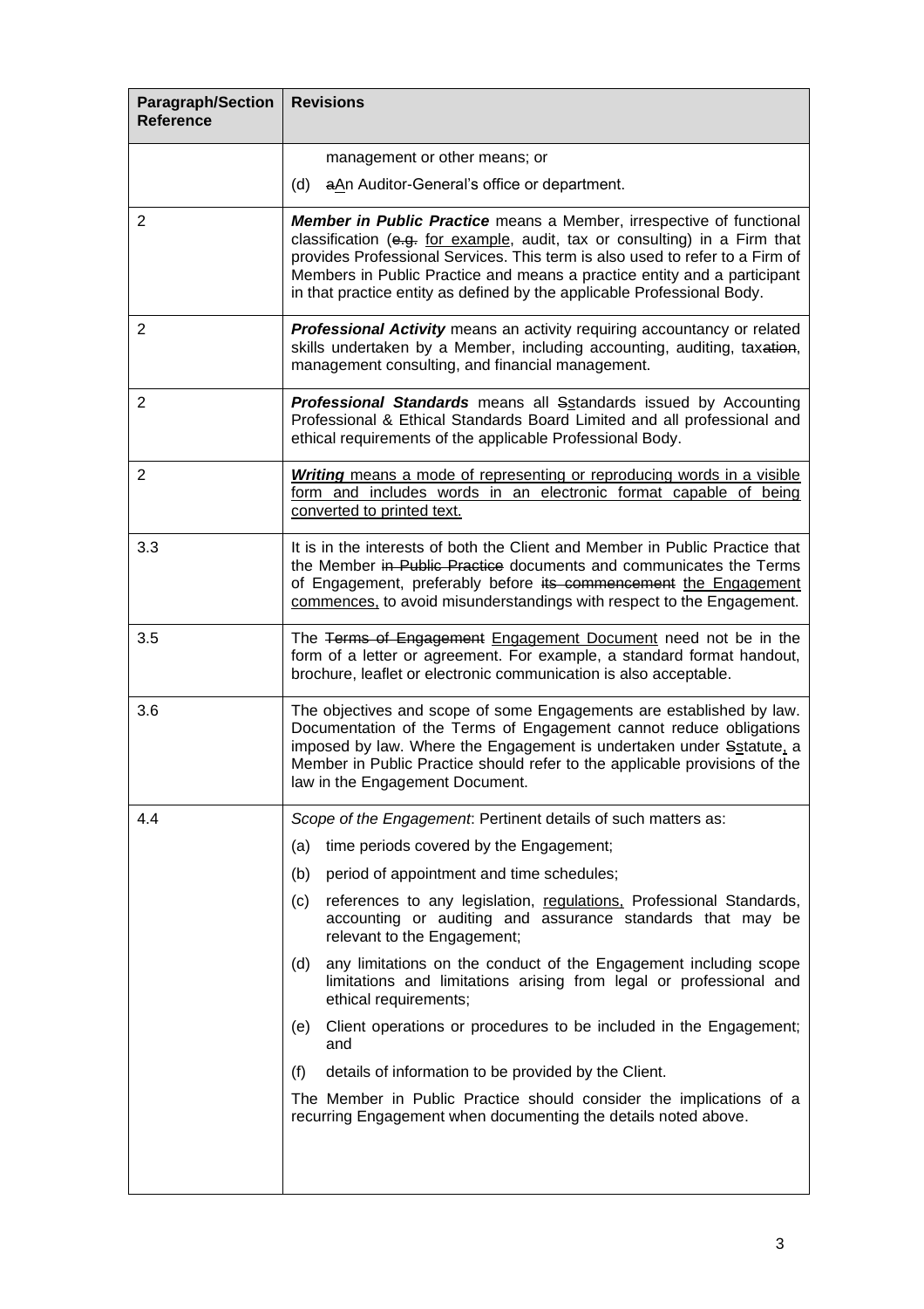| Paragraph/Section Reference | Revisions |
|---|---|
| | management or other means; or<br><br>(d) ~~a~~<u>A</u>n Auditor-General's office or department. |
| 2 | ***Member in Public Practice*** means a Member, irrespective of functional classification (~~e.g.~~ <u>for example</u>, audit, tax or consulting) in a Firm that provides Professional Services. This term is also used to refer to a Firm of Members in Public Practice and means a practice entity and a participant in that practice entity as defined by the applicable Professional Body. |
| 2 | ***Professional Activity*** means an activity requiring accountancy or related skills undertaken by a Member, including accounting, auditing, tax~~ation~~, management consulting, and financial management. |
| 2 | ***Professional Standards*** means all ~~S~~<u>s</u>tandards issued by Accounting Professional & Ethical Standards Board Limited and all professional and ethical requirements of the applicable Professional Body. |
| 2 | <u>***Writing*** means a mode of representing or reproducing words in a visible form and includes words in an electronic format capable of being converted to printed text.</u> |
| 3.3 | It is in the interests of both the Client and Member in Public Practice that the Member ~~in Public Practice~~ documents and communicates the Terms of Engagement, preferably before ~~its commencement~~ <u>the Engagement commences,</u> to avoid misunderstandings with respect to the Engagement. |
| 3.5 | The ~~Terms of Engagement~~ <u>Engagement Document</u> need not be in the form of a letter or agreement. For example, a standard format handout, brochure, leaflet or electronic communication is also acceptable. |
| 3.6 | The objectives and scope of some Engagements are established by law. Documentation of the Terms of Engagement cannot reduce obligations imposed by law. Where the Engagement is undertaken under ~~S~~<u>s</u>tatute<u>,</u> a Member in Public Practice should refer to the applicable provisions of the law in the Engagement Document. |
| 4.4 | *Scope of the Engagement*: Pertinent details of such matters as:<br><br>(a) time periods covered by the Engagement;<br><br>(b) period of appointment and time schedules;<br><br>(c) references to any legislation, <u>regulations,</u> Professional Standards, accounting or auditing and assurance standards that may be relevant to the Engagement;<br><br>(d) any limitations on the conduct of the Engagement including scope limitations and limitations arising from legal or professional and ethical requirements;<br><br>(e) Client operations or procedures to be included in the Engagement; and<br><br>(f) details of information to be provided by the Client.<br><br>The Member in Public Practice should consider the implications of a recurring Engagement when documenting the details noted above. |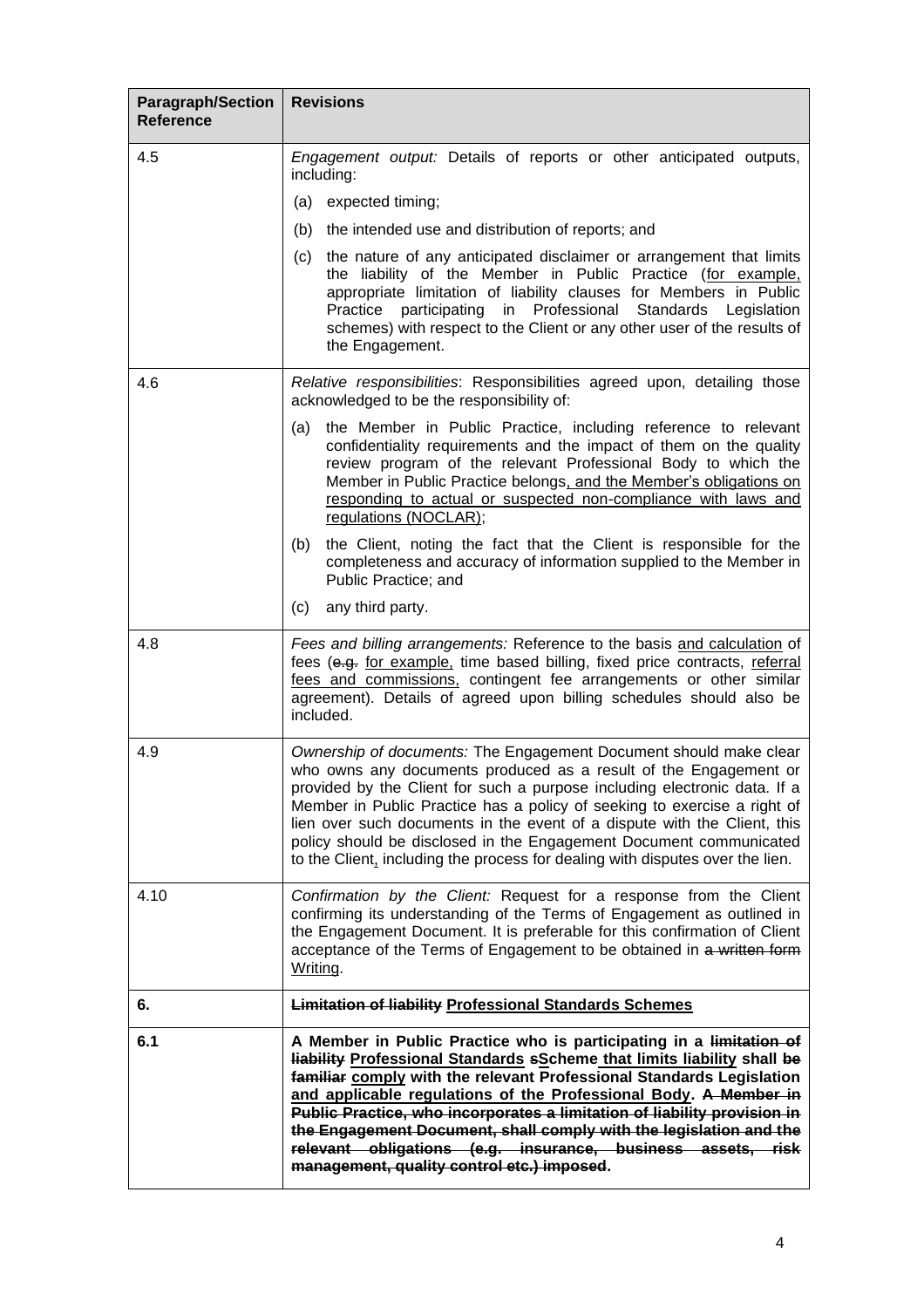| Paragraph/Section Reference | Revisions |
|---|---|
| 4.5 | *Engagement output:* Details of reports or other anticipated outputs, including:<br>(a) expected timing;<br>(b) the intended use and distribution of reports; and<br>(c) the nature of any anticipated disclaimer or arrangement that limits the liability of the Member in Public Practice (<u>for example,</u> appropriate limitation of liability clauses for Members in Public Practice participating in Professional Standards Legislation schemes) with respect to the Client or any other user of the results of the Engagement. |
| 4.6 | *Relative responsibilities*: Responsibilities agreed upon, detailing those acknowledged to be the responsibility of:<br>(a) the Member in Public Practice, including reference to relevant confidentiality requirements and the impact of them on the quality review program of the relevant Professional Body to which the Member in Public Practice belongs<u>, and the Member's obligations on responding to actual or suspected non-compliance with laws and regulations (NOCLAR)</u>;<br>(b) the Client, noting the fact that the Client is responsible for the completeness and accuracy of information supplied to the Member in Public Practice; and<br>(c) any third party. |
| 4.8 | *Fees and billing arrangements:* Reference to the basis <u>and calculation</u> of fees (~~e.g.~~ <u>for example,</u> time based billing, fixed price contracts, <u>referral fees and commissions,</u> contingent fee arrangements or other similar agreement). Details of agreed upon billing schedules should also be included. |
| 4.9 | *Ownership of documents:* The Engagement Document should make clear who owns any documents produced as a result of the Engagement or provided by the Client for such a purpose including electronic data. If a Member in Public Practice has a policy of seeking to exercise a right of lien over such documents in the event of a dispute with the Client, this policy should be disclosed in the Engagement Document communicated to the Client<u>,</u> including the process for dealing with disputes over the lien. |
| 4.10 | *Confirmation by the Client:* Request for a response from the Client confirming its understanding of the Terms of Engagement as outlined in the Engagement Document. It is preferable for this confirmation of Client acceptance of the Terms of Engagement to be obtained in ~~a written form~~ <u>Writing</u>. |
| **6.** | **~~Limitation of liability~~ <u>Professional Standards Schemes</u>** |
| **6.1** | **A Member in Public Practice who is participating in a ~~limitation of liability~~ <u>Professional Standards</u> ~~s~~<u>S</u>cheme <u>that limits liability</u> shall ~~be familiar~~ <u>comply</u> with the relevant Professional Standards Legislation <u>and applicable regulations of the Professional Body</u>. ~~A Member in Public Practice, who incorporates a limitation of liability provision in the Engagement Document, shall comply with the legislation and the relevant obligations (e.g. insurance, business assets, risk management, quality control etc.) imposed~~.** |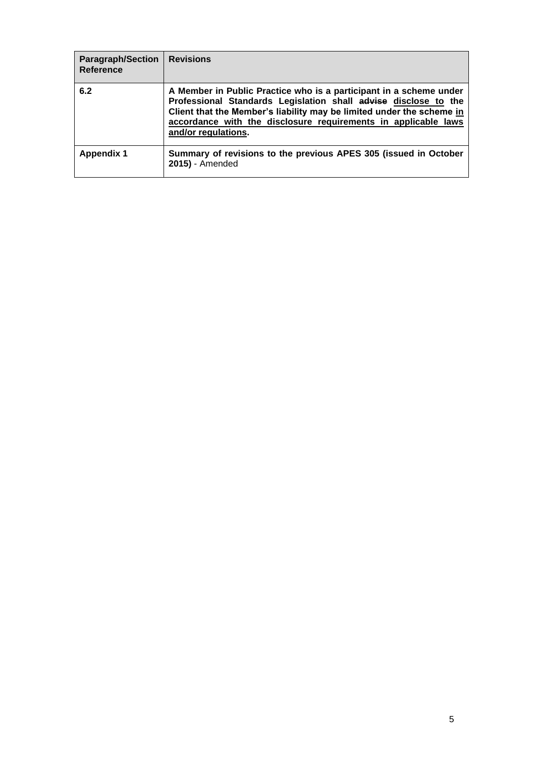| Paragraph/Section Reference | Revisions |
|---|---|
| 6.2 | **A Member in Public Practice who is a participant in a scheme under Professional Standards Legislation shall ~~advise~~ <u>disclose to</u> the Client that the Member's liability may be limited under the scheme <u>in accordance with the disclosure requirements in applicable laws and/or regulations</u>.** |
| Appendix 1 | **Summary of revisions to the previous APES 305 (issued in October 2015)** - Amended |